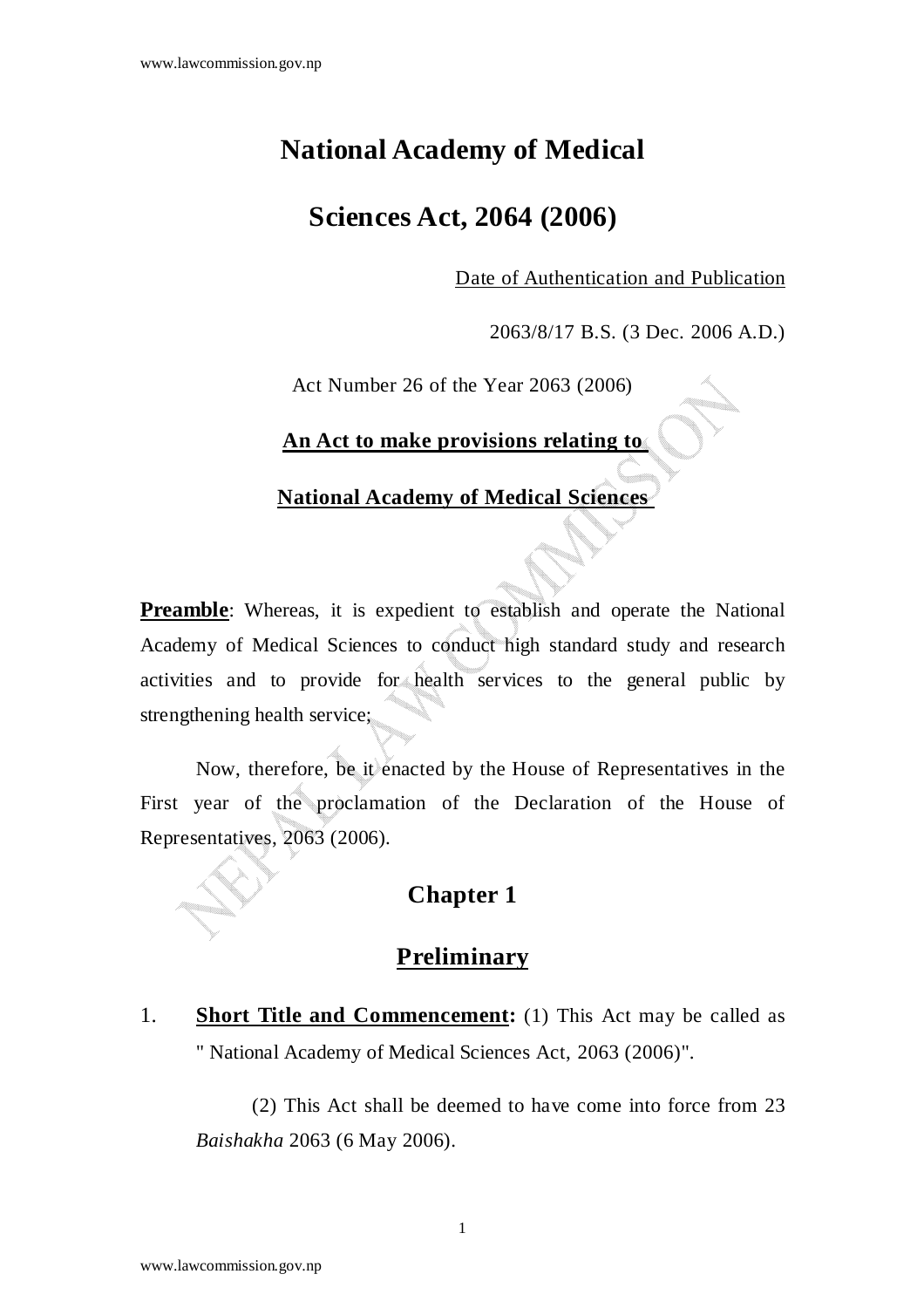# National Academy of Medical Sciences Act, 2064 (2006)

Date of Authentication and Publication

2063/8/17 B.S. (3 Dec. 2006 A.D.)

Act Number 26 of the Year 2063 (2006)

**An Act to make provisions relating to National Academy of Medical Sciences**

**Preamble**: Whereas, it is expedient to establish and operate the National Academy of Medical Sciences to conduct high standard study and research activities and to provide for health services to the general public by strengthening health service;

Now, therefore, be it enacted by the House of Representatives in the First year of the proclamation of the Declaration of the House of Representatives, 2063 (2006).

## Chapter 1

## Preliminary

1. **Short Title and Commencement:** (1) This Act may be called as " National Academy of Medical Sciences Act, 2063 (2006)".

   (2) This Act shall be deemed to have come into force from 23 *Baishakha* 2063 (6 May 2006).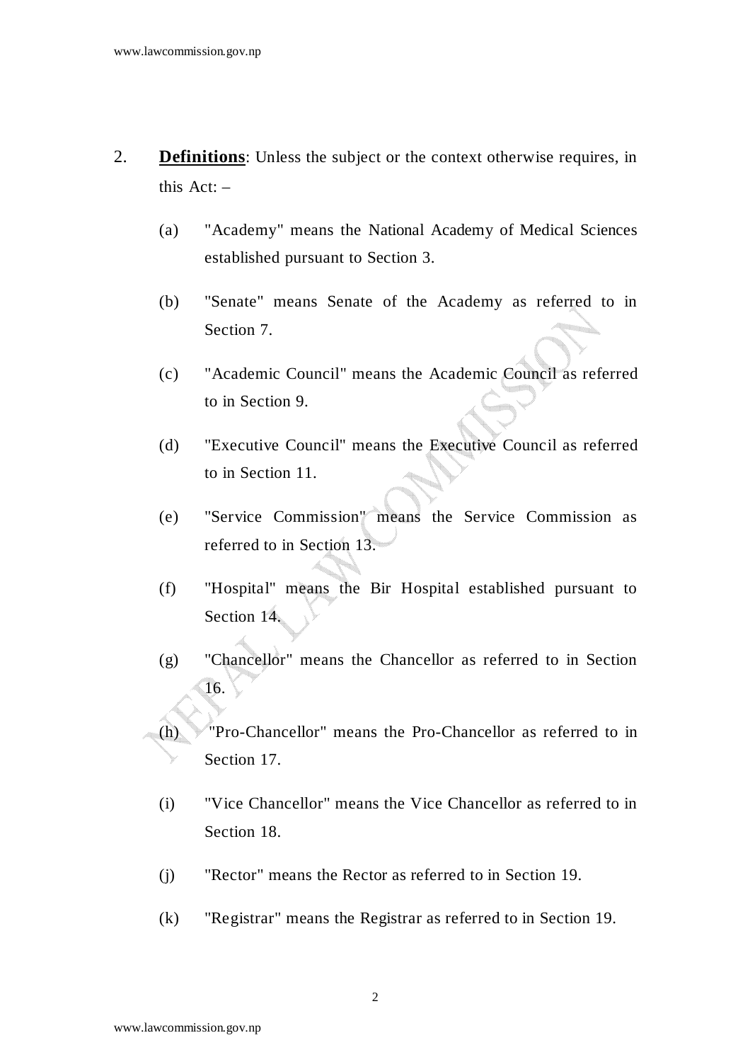2. **Definitions**: Unless the subject or the context otherwise requires, in this Act: –

   (a) "Academy" means the National Academy of Medical Sciences established pursuant to Section 3.

   (b) "Senate" means Senate of the Academy as referred to in Section 7.

   (c) "Academic Council" means the Academic Council as referred to in Section 9.

   (d) "Executive Council" means the Executive Council as referred to in Section 11.

   (e) "Service Commission" means the Service Commission as referred to in Section 13.

   (f) "Hospital" means the Bir Hospital established pursuant to Section 14.

   (g) "Chancellor" means the Chancellor as referred to in Section 16.

   (h) "Pro-Chancellor" means the Pro-Chancellor as referred to in Section 17.

   (i) "Vice Chancellor" means the Vice Chancellor as referred to in Section 18.

   (j) "Rector" means the Rector as referred to in Section 19.

   (k) "Registrar" means the Registrar as referred to in Section 19.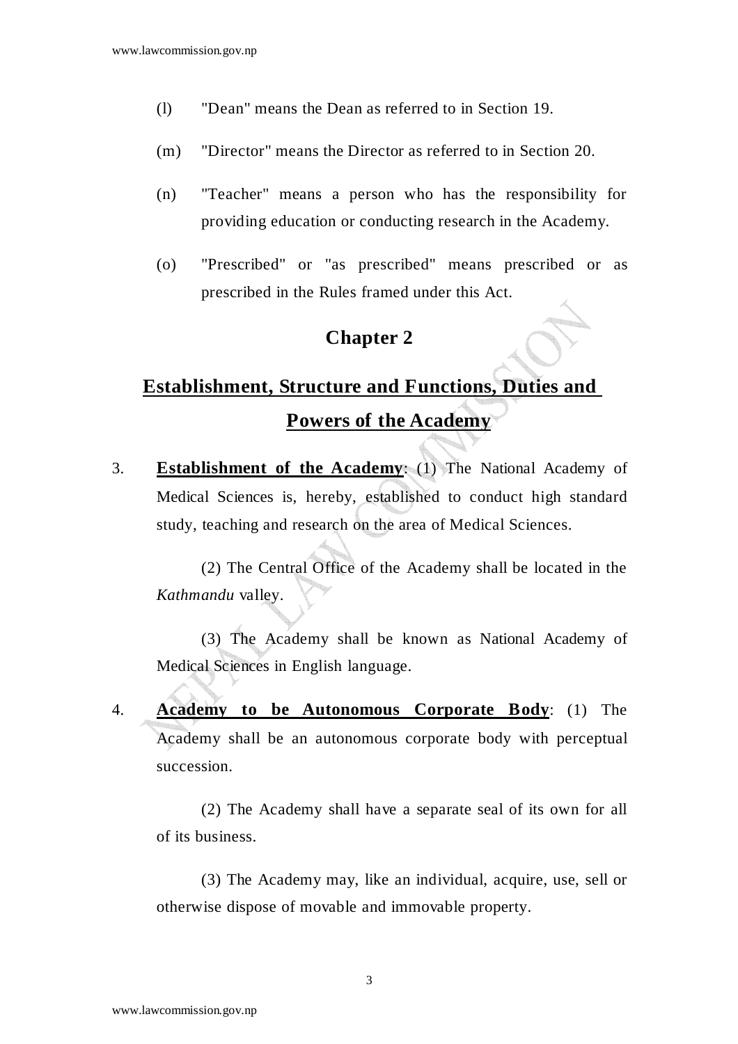(l) "Dean" means the Dean as referred to in Section 19.

(m) "Director" means the Director as referred to in Section 20.

(n) "Teacher" means a person who has the responsibility for providing education or conducting research in the Academy.

(o) "Prescribed" or "as prescribed" means prescribed or as prescribed in the Rules framed under this Act.

## Chapter 2

## Establishment, Structure and Functions, Duties and Powers of the Academy

3. **Establishment of the Academy**: (1) The National Academy of Medical Sciences is, hereby, established to conduct high standard study, teaching and research on the area of Medical Sciences.

(2) The Central Office of the Academy shall be located in the *Kathmandu* valley.

(3) The Academy shall be known as National Academy of Medical Sciences in English language.

4. **Academy to be Autonomous Corporate Body**: (1) The Academy shall be an autonomous corporate body with perceptual succession.

(2) The Academy shall have a separate seal of its own for all of its business.

(3) The Academy may, like an individual, acquire, use, sell or otherwise dispose of movable and immovable property.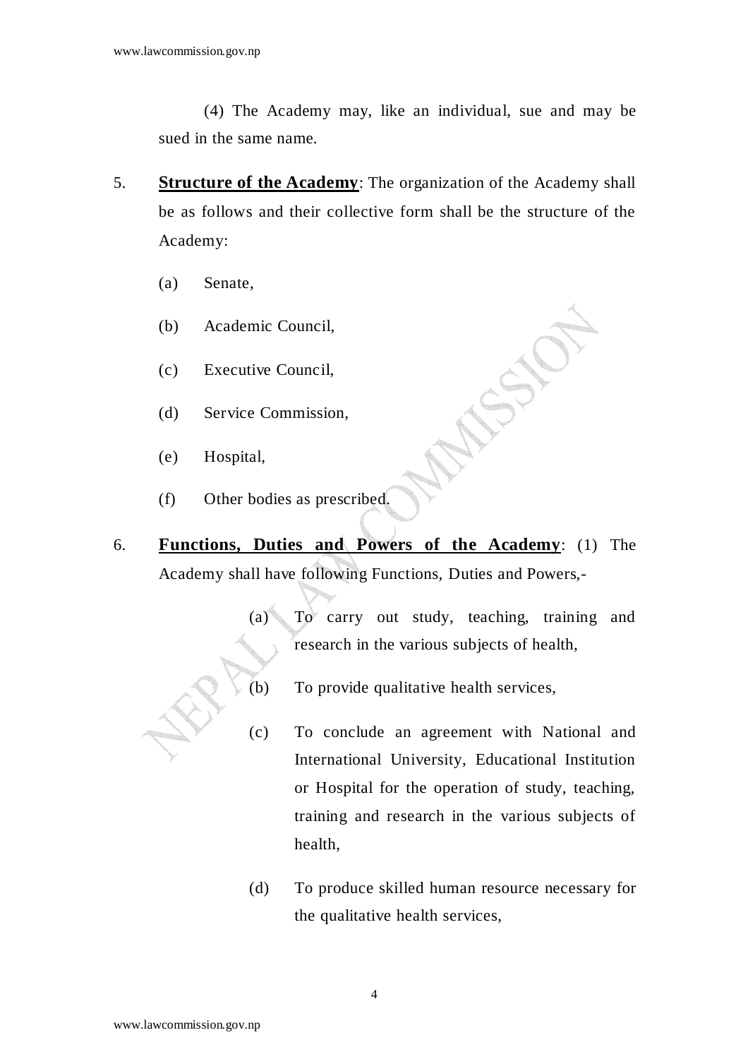(4) The Academy may, like an individual, sue and may be sued in the same name.

5. **Structure of the Academy**: The organization of the Academy shall be as follows and their collective form shall be the structure of the Academy:

   (a) Senate,

   (b) Academic Council,

   (c) Executive Council,

   (d) Service Commission,

   (e) Hospital,

   (f) Other bodies as prescribed.

6. **Functions, Duties and Powers of the Academy**: (1) The Academy shall have following Functions, Duties and Powers,-

   (a) To carry out study, teaching, training and research in the various subjects of health,

   (b) To provide qualitative health services,

   (c) To conclude an agreement with National and International University, Educational Institution or Hospital for the operation of study, teaching, training and research in the various subjects of health,

   (d) To produce skilled human resource necessary for the qualitative health services,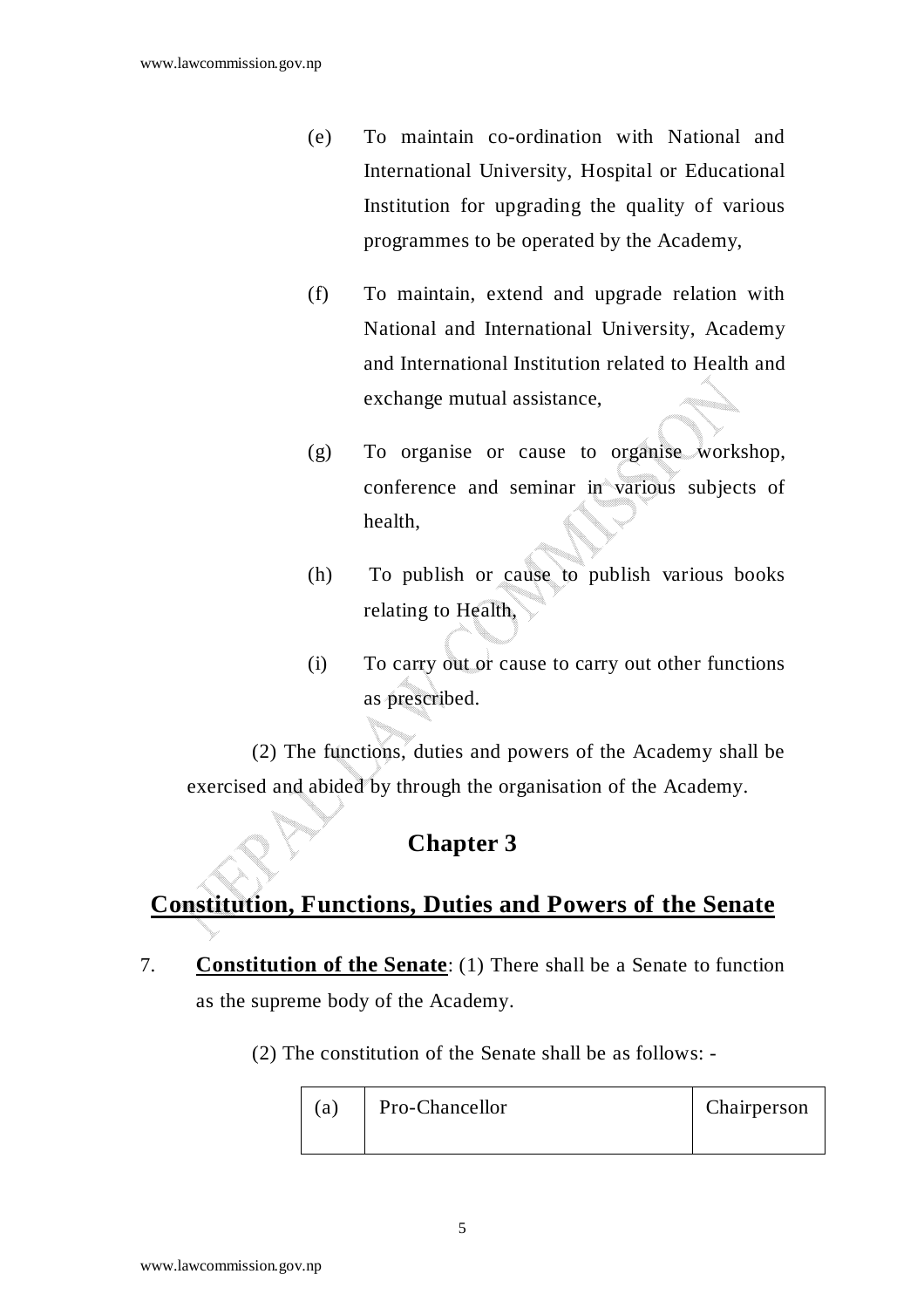(e) To maintain co-ordination with National and International University, Hospital or Educational Institution for upgrading the quality of various programmes to be operated by the Academy,

(f) To maintain, extend and upgrade relation with National and International University, Academy and International Institution related to Health and exchange mutual assistance,

(g) To organise or cause to organise workshop, conference and seminar in various subjects of health,

(h) To publish or cause to publish various books relating to Health,

(i) To carry out or cause to carry out other functions as prescribed.

(2) The functions, duties and powers of the Academy shall be exercised and abided by through the organisation of the Academy.

## Chapter 3

## Constitution, Functions, Duties and Powers of the Senate

7. **Constitution of the Senate**: (1) There shall be a Senate to function as the supreme body of the Academy.

(2) The constitution of the Senate shall be as follows: -

| | | |
|---|---|---|
| (a) | Pro-Chancellor | Chairperson |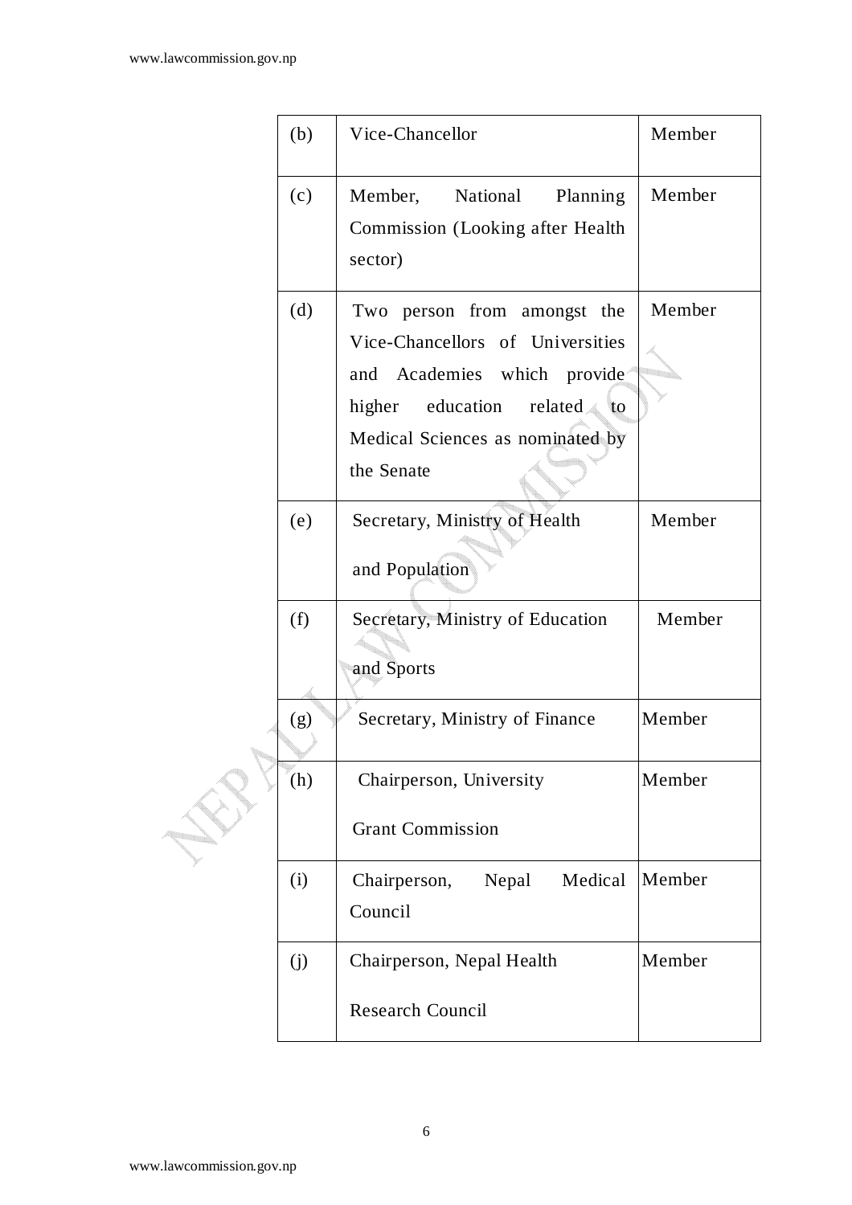| (b) | Vice-Chancellor | Member |
|---|---|---|
| (c) | Member, National Planning Commission (Looking after Health sector) | Member |
| (d) | Two person from amongst the Vice-Chancellors of Universities and Academies which provide higher education related to Medical Sciences as nominated by the Senate | Member |
| (e) | Secretary, Ministry of Health and Population | Member |
| (f) | Secretary, Ministry of Education and Sports | Member |
| (g) | Secretary, Ministry of Finance | Member |
| (h) | Chairperson, University Grant Commission | Member |
| (i) | Chairperson, Nepal Medical Council | Member |
| (j) | Chairperson, Nepal Health Research Council | Member |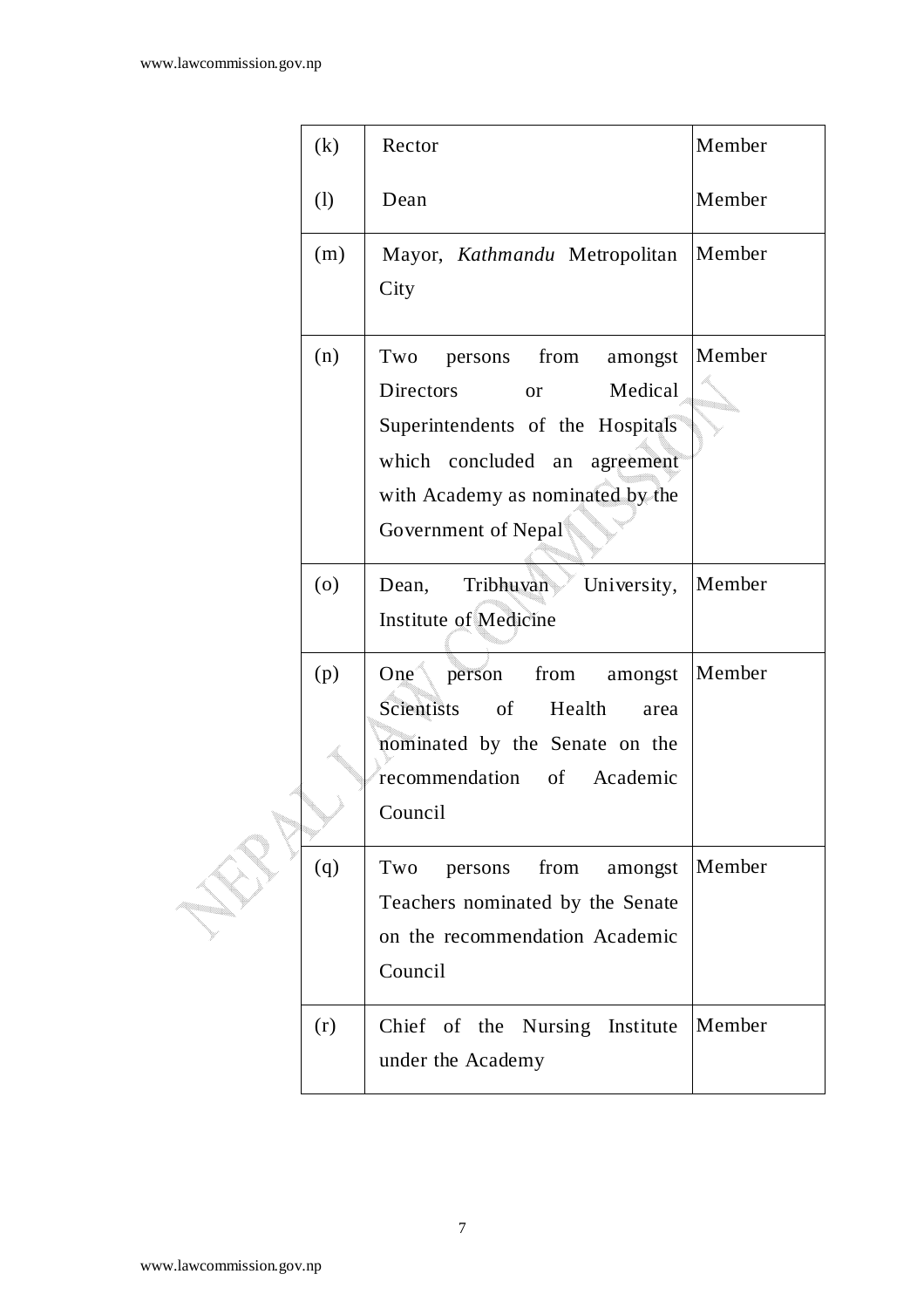| (k) | Rector | Member |
|---|---|---|
| (l) | Dean | Member |
| (m) | Mayor, *Kathmandu* Metropolitan City | Member |
| (n) | Two persons from amongst Directors or Medical Superintendents of the Hospitals which concluded an agreement with Academy as nominated by the Government of Nepal | Member |
| (o) | Dean, Tribhuvan University, Institute of Medicine | Member |
| (p) | One person from amongst Scientists of Health area nominated by the Senate on the recommendation of Academic Council | Member |
| (q) | Two persons from amongst Teachers nominated by the Senate on the recommendation Academic Council | Member |
| (r) | Chief of the Nursing Institute under the Academy | Member |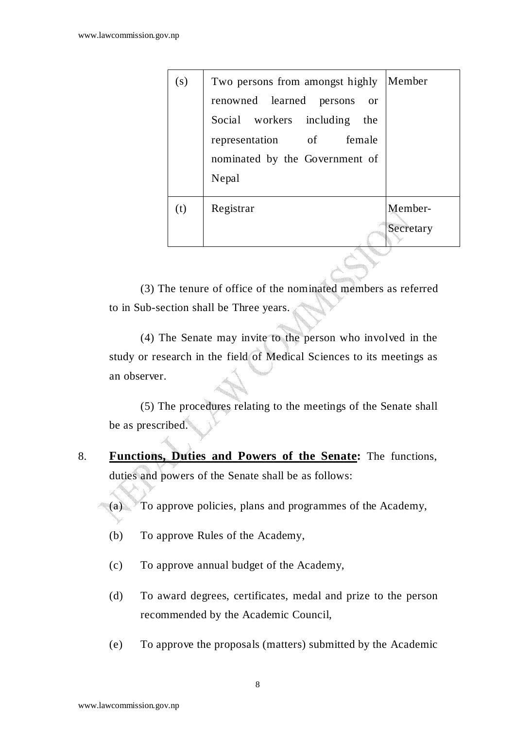| (s) | Two persons from amongst highly renowned learned persons or Social workers including the representation of female nominated by the Government of Nepal | Member |
|---|---|---|
| (t) | Registrar | Member-Secretary |

(3) The tenure of office of the nominated members as referred to in Sub-section shall be Three years.

(4) The Senate may invite to the person who involved in the study or research in the field of Medical Sciences to its meetings as an observer.

(5) The procedures relating to the meetings of the Senate shall be as prescribed.

8. **Functions, Duties and Powers of the Senate:** The functions, duties and powers of the Senate shall be as follows:

(a) To approve policies, plans and programmes of the Academy,

(b) To approve Rules of the Academy,

(c) To approve annual budget of the Academy,

(d) To award degrees, certificates, medal and prize to the person recommended by the Academic Council,

(e) To approve the proposals (matters) submitted by the Academic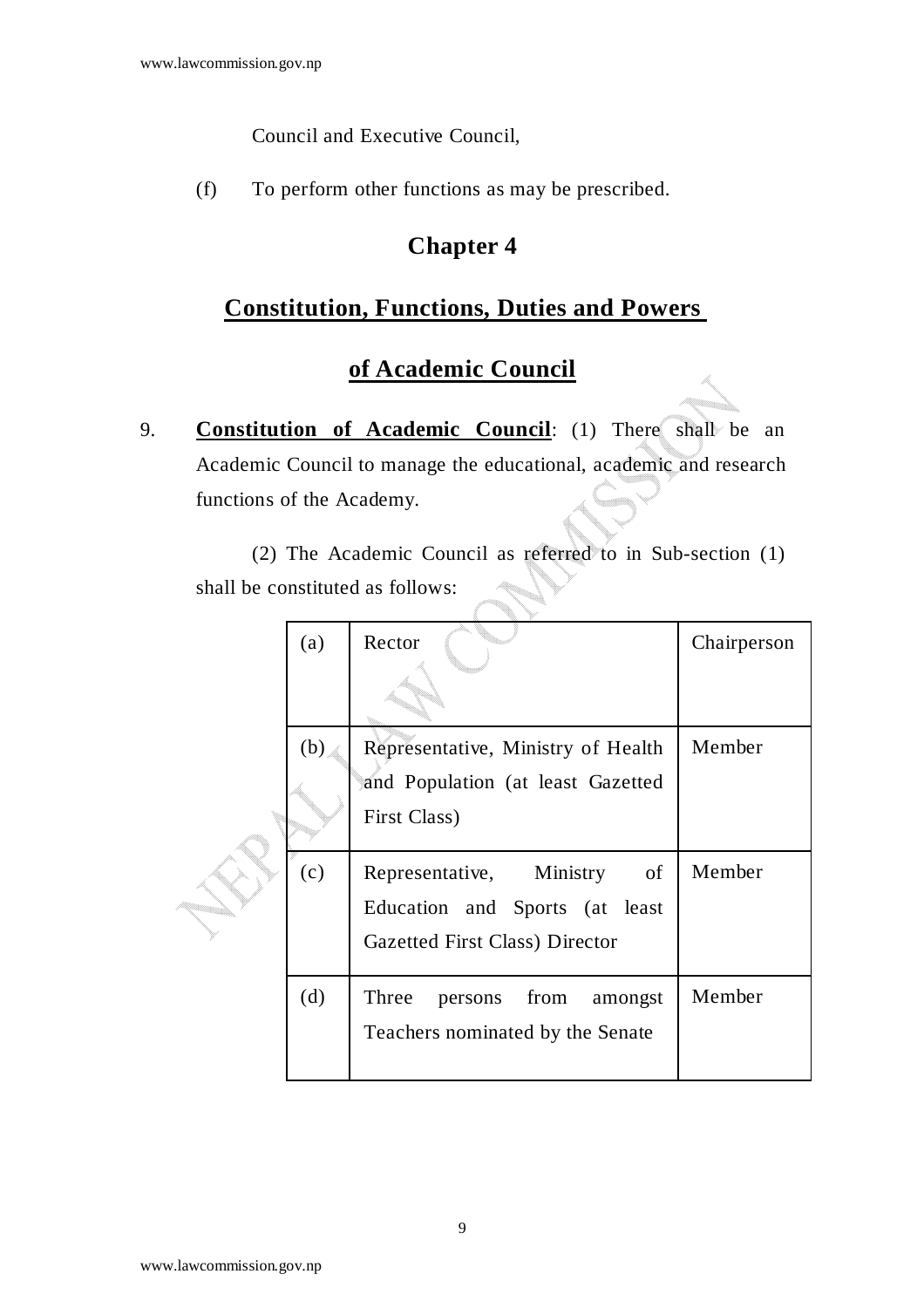Council and Executive Council,

(f) To perform other functions as may be prescribed.

# Chapter 4

## Constitution, Functions, Duties and Powers of Academic Council

9. **Constitution of Academic Council**: (1) There shall be an Academic Council to manage the educational, academic and research functions of the Academy.

(2) The Academic Council as referred to in Sub-section (1) shall be constituted as follows:

| | | |
|---|---|---|
| (a) | Rector | Chairperson |
| (b) | Representative, Ministry of Health and Population (at least Gazetted First Class) | Member |
| (c) | Representative, Ministry of Education and Sports (at least Gazetted First Class) Director | Member |
| (d) | Three persons from amongst Teachers nominated by the Senate | Member |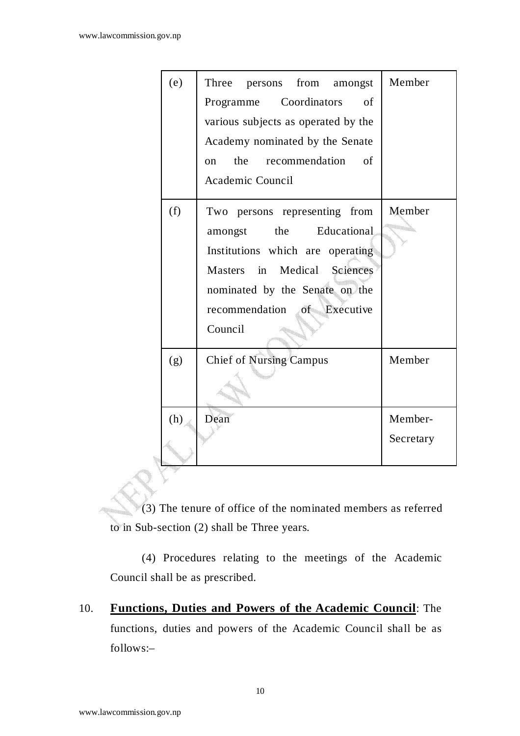| | | |
|---|---|---|
| (e) | Three persons from amongst Programme Coordinators of various subjects as operated by the Academy nominated by the Senate on the recommendation of Academic Council | Member |
| (f) | Two persons representing from amongst the Educational Institutions which are operating Masters in Medical Sciences nominated by the Senate on the recommendation of Executive Council | Member |
| (g) | Chief of Nursing Campus | Member |
| (h) | Dean | Member-Secretary |

(3) The tenure of office of the nominated members as referred to in Sub-section (2) shall be Three years.

(4) Procedures relating to the meetings of the Academic Council shall be as prescribed.

10. **Functions, Duties and Powers of the Academic Council**: The functions, duties and powers of the Academic Council shall be as follows:–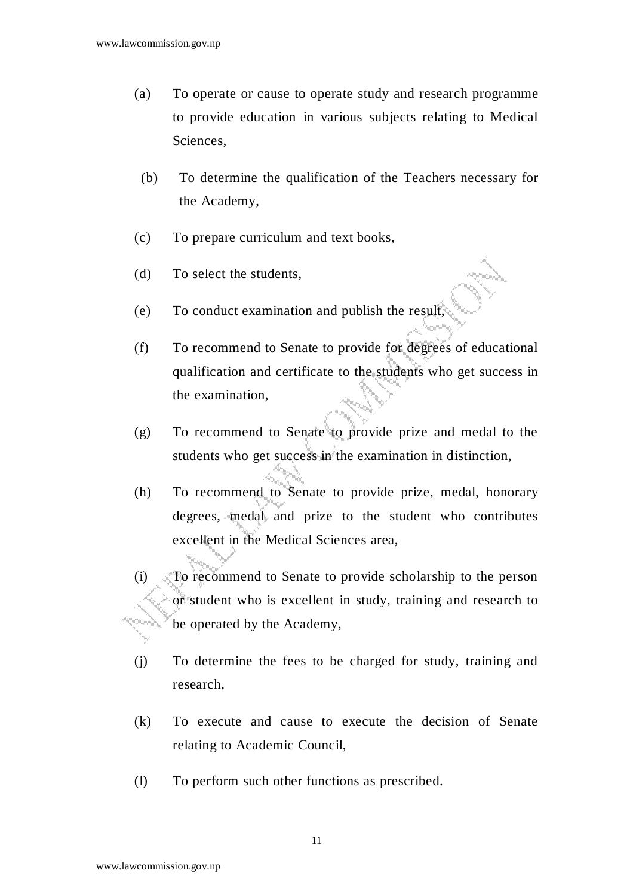(a) To operate or cause to operate study and research programme to provide education in various subjects relating to Medical Sciences,

(b) To determine the qualification of the Teachers necessary for the Academy,

(c) To prepare curriculum and text books,

(d) To select the students,

(e) To conduct examination and publish the result,

(f) To recommend to Senate to provide for degrees of educational qualification and certificate to the students who get success in the examination,

(g) To recommend to Senate to provide prize and medal to the students who get success in the examination in distinction,

(h) To recommend to Senate to provide prize, medal, honorary degrees, medal and prize to the student who contributes excellent in the Medical Sciences area,

(i) To recommend to Senate to provide scholarship to the person or student who is excellent in study, training and research to be operated by the Academy,

(j) To determine the fees to be charged for study, training and research,

(k) To execute and cause to execute the decision of Senate relating to Academic Council,

(l) To perform such other functions as prescribed.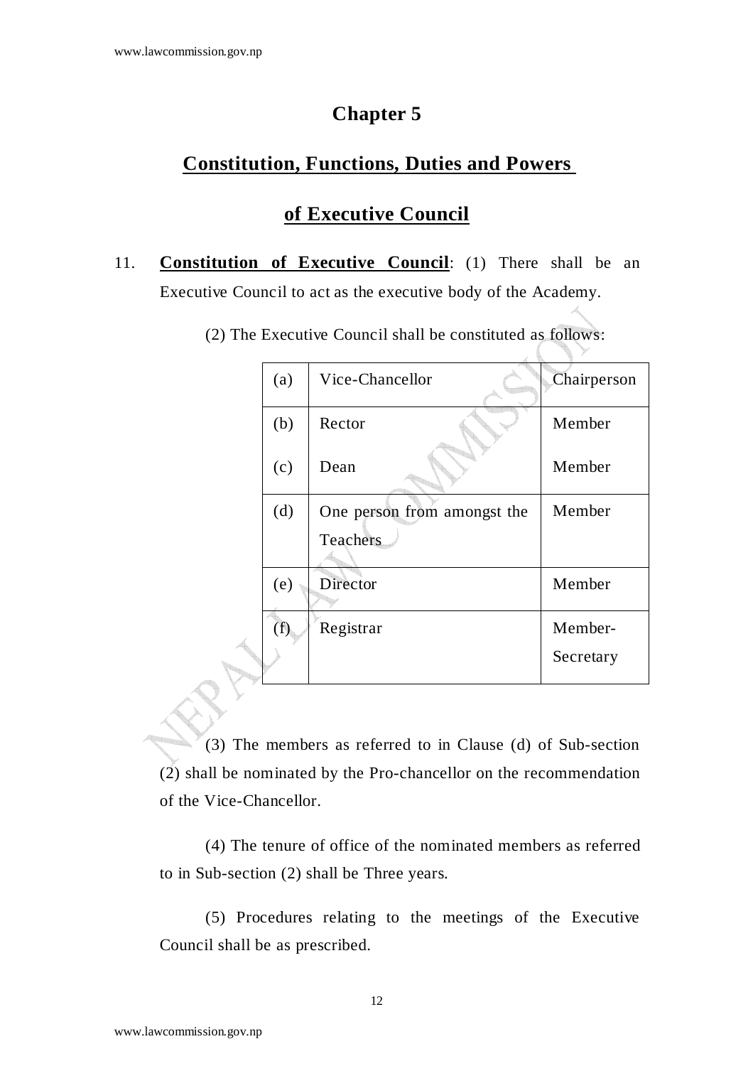# Chapter 5

## Constitution, Functions, Duties and Powers of Executive Council

11. **Constitution of Executive Council**: (1) There shall be an Executive Council to act as the executive body of the Academy.

(2) The Executive Council shall be constituted as follows:

| | | |
|---|---|---|
| (a) | Vice-Chancellor | Chairperson |
| (b) | Rector | Member |
| (c) | Dean | Member |
| (d) | One person from amongst the Teachers | Member |
| (e) | Director | Member |
| (f) | Registrar | Member-Secretary |

(3) The members as referred to in Clause (d) of Sub-section (2) shall be nominated by the Pro-chancellor on the recommendation of the Vice-Chancellor.

(4) The tenure of office of the nominated members as referred to in Sub-section (2) shall be Three years.

(5) Procedures relating to the meetings of the Executive Council shall be as prescribed.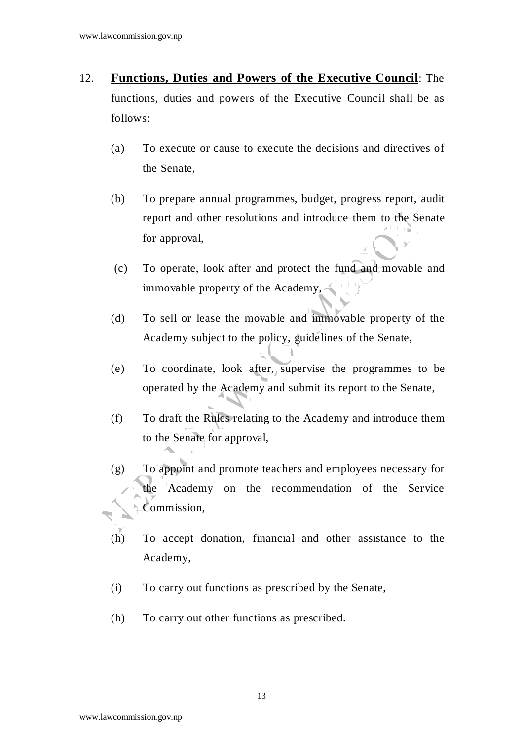12. **Functions, Duties and Powers of the Executive Council**: The functions, duties and powers of the Executive Council shall be as follows:

    (a) To execute or cause to execute the decisions and directives of the Senate,

    (b) To prepare annual programmes, budget, progress report, audit report and other resolutions and introduce them to the Senate for approval,

    (c) To operate, look after and protect the fund and movable and immovable property of the Academy,

    (d) To sell or lease the movable and immovable property of the Academy subject to the policy, guidelines of the Senate,

    (e) To coordinate, look after, supervise the programmes to be operated by the Academy and submit its report to the Senate,

    (f) To draft the Rules relating to the Academy and introduce them to the Senate for approval,

    (g) To appoint and promote teachers and employees necessary for the Academy on the recommendation of the Service Commission,

    (h) To accept donation, financial and other assistance to the Academy,

    (i) To carry out functions as prescribed by the Senate,

    (h) To carry out other functions as prescribed.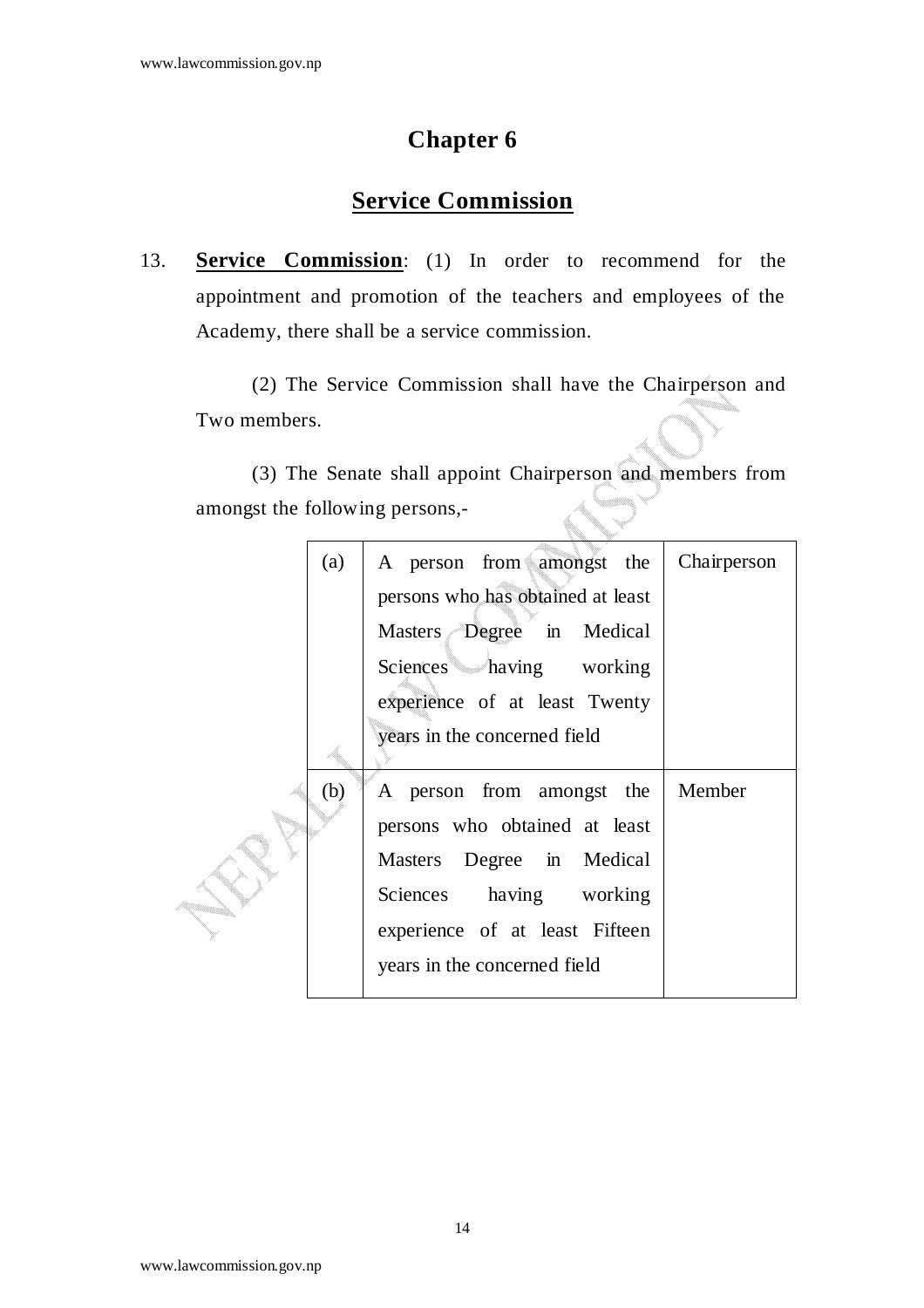# Chapter 6

## Service Commission

13. **Service Commission**: (1) In order to recommend for the appointment and promotion of the teachers and employees of the Academy, there shall be a service commission.

    (2) The Service Commission shall have the Chairperson and Two members.

    (3) The Senate shall appoint Chairperson and members from amongst the following persons,-

| | | |
|---|---|---|
| (a) | A person from amongst the persons who has obtained at least Masters Degree in Medical Sciences having working experience of at least Twenty years in the concerned field | Chairperson |
| (b) | A person from amongst the persons who obtained at least Masters Degree in Medical Sciences having working experience of at least Fifteen years in the concerned field | Member |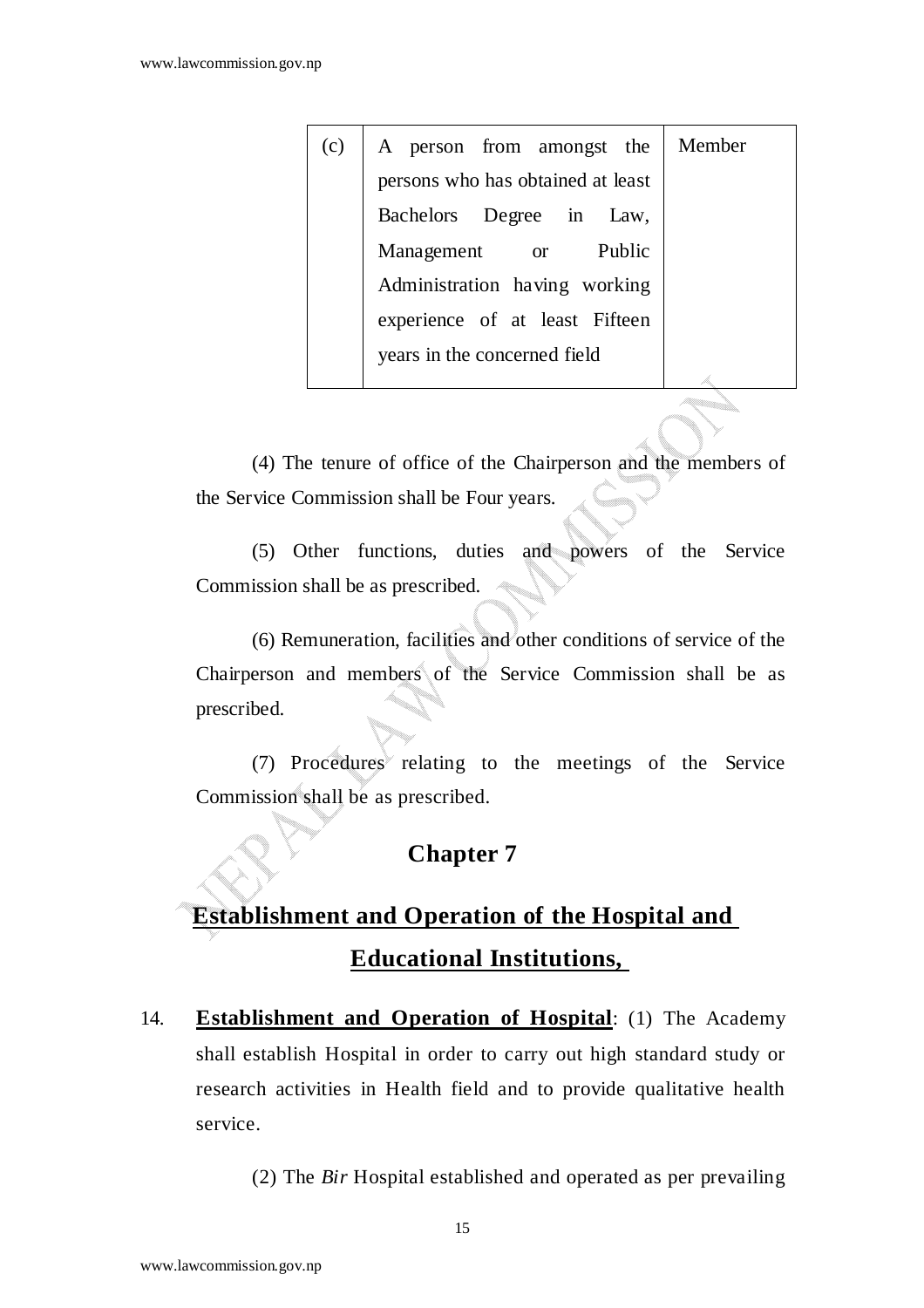| (c) | A person from amongst the persons who has obtained at least Bachelors Degree in Law, Management or Public Administration having working experience of at least Fifteen years in the concerned field | Member |
|---|---|---|

(4) The tenure of office of the Chairperson and the members of the Service Commission shall be Four years.

(5) Other functions, duties and powers of the Service Commission shall be as prescribed.

(6) Remuneration, facilities and other conditions of service of the Chairperson and members of the Service Commission shall be as prescribed.

(7) Procedures relating to the meetings of the Service Commission shall be as prescribed.

## Chapter 7

## Establishment and Operation of the Hospital and Educational Institutions,

14. **Establishment and Operation of Hospital**: (1) The Academy shall establish Hospital in order to carry out high standard study or research activities in Health field and to provide qualitative health service.

(2) The *Bir* Hospital established and operated as per prevailing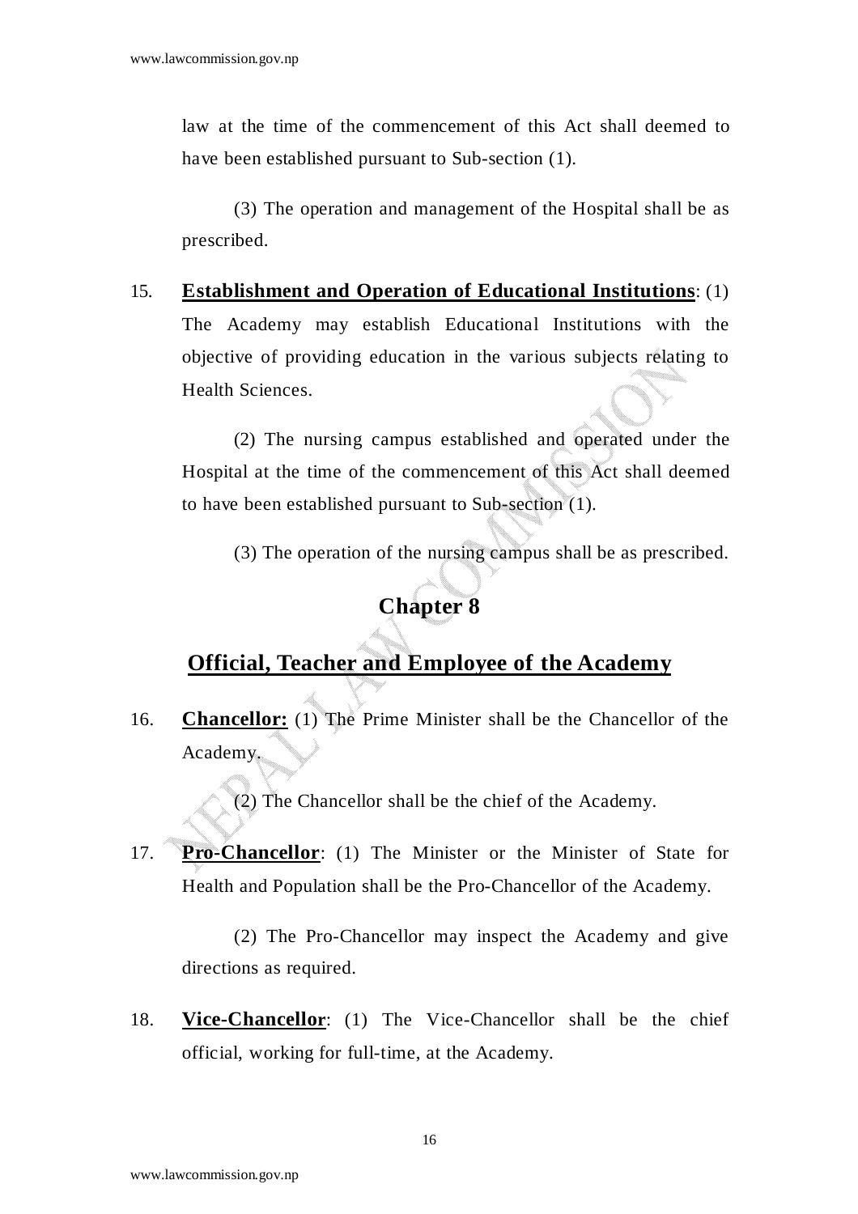law at the time of the commencement of this Act shall deemed to have been established pursuant to Sub-section (1).

(3) The operation and management of the Hospital shall be as prescribed.

15. **Establishment and Operation of Educational Institutions**: (1) The Academy may establish Educational Institutions with the objective of providing education in the various subjects relating to Health Sciences.

(2) The nursing campus established and operated under the Hospital at the time of the commencement of this Act shall deemed to have been established pursuant to Sub-section (1).

(3) The operation of the nursing campus shall be as prescribed.

## Chapter 8

## Official, Teacher and Employee of the Academy

16. **Chancellor:** (1) The Prime Minister shall be the Chancellor of the Academy.

(2) The Chancellor shall be the chief of the Academy.

17. **Pro-Chancellor**: (1) The Minister or the Minister of State for Health and Population shall be the Pro-Chancellor of the Academy.

(2) The Pro-Chancellor may inspect the Academy and give directions as required.

18. **Vice-Chancellor**: (1) The Vice-Chancellor shall be the chief official, working for full-time, at the Academy.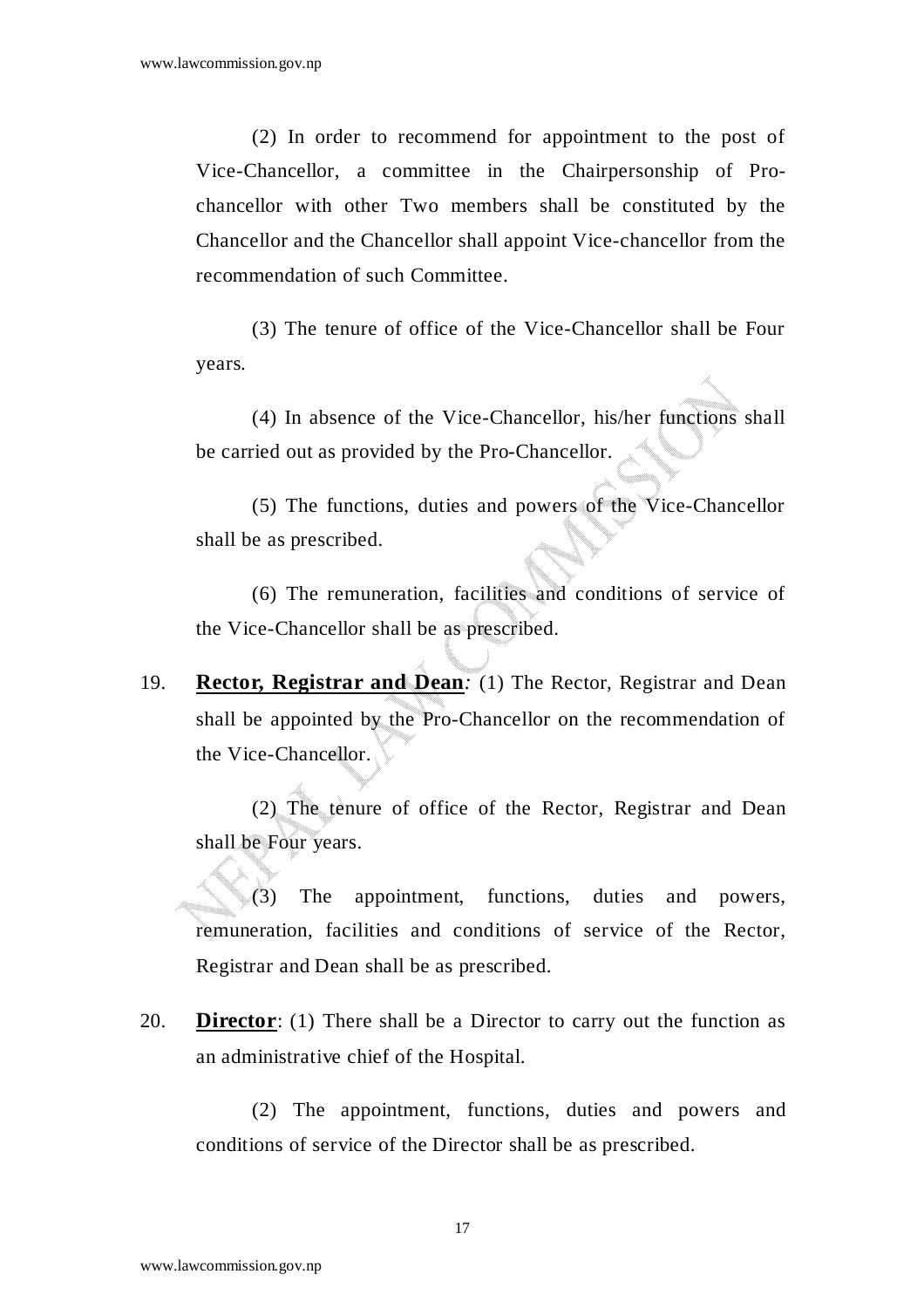(2) In order to recommend for appointment to the post of Vice-Chancellor, a committee in the Chairpersonship of Pro-chancellor with other Two members shall be constituted by the Chancellor and the Chancellor shall appoint Vice-chancellor from the recommendation of such Committee.

(3) The tenure of office of the Vice-Chancellor shall be Four years.

(4) In absence of the Vice-Chancellor, his/her functions shall be carried out as provided by the Pro-Chancellor.

(5) The functions, duties and powers of the Vice-Chancellor shall be as prescribed.

(6) The remuneration, facilities and conditions of service of the Vice-Chancellor shall be as prescribed.

19. **Rector, Registrar and Dean**: (1) The Rector, Registrar and Dean shall be appointed by the Pro-Chancellor on the recommendation of the Vice-Chancellor.

(2) The tenure of office of the Rector, Registrar and Dean shall be Four years.

(3) The appointment, functions, duties and powers, remuneration, facilities and conditions of service of the Rector, Registrar and Dean shall be as prescribed.

20. **Director**: (1) There shall be a Director to carry out the function as an administrative chief of the Hospital.

(2) The appointment, functions, duties and powers and conditions of service of the Director shall be as prescribed.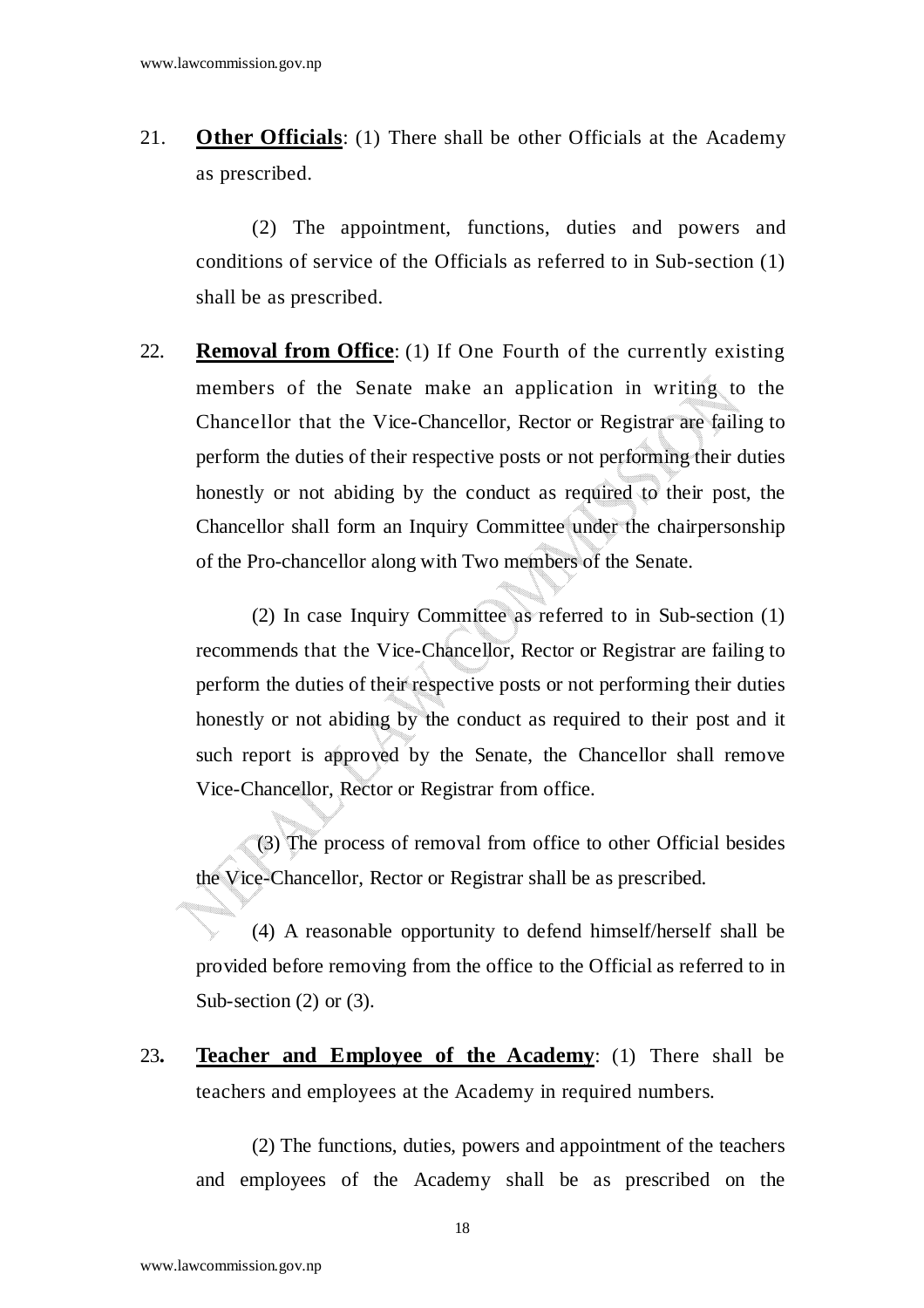21. **Other Officials**: (1) There shall be other Officials at the Academy as prescribed.

(2) The appointment, functions, duties and powers and conditions of service of the Officials as referred to in Sub-section (1) shall be as prescribed.

22. **Removal from Office**: (1) If One Fourth of the currently existing members of the Senate make an application in writing to the Chancellor that the Vice-Chancellor, Rector or Registrar are failing to perform the duties of their respective posts or not performing their duties honestly or not abiding by the conduct as required to their post, the Chancellor shall form an Inquiry Committee under the chairpersonship of the Pro-chancellor along with Two members of the Senate.

(2) In case Inquiry Committee as referred to in Sub-section (1) recommends that the Vice-Chancellor, Rector or Registrar are failing to perform the duties of their respective posts or not performing their duties honestly or not abiding by the conduct as required to their post and it such report is approved by the Senate, the Chancellor shall remove Vice-Chancellor, Rector or Registrar from office.

(3) The process of removal from office to other Official besides the Vice-Chancellor, Rector or Registrar shall be as prescribed.

(4) A reasonable opportunity to defend himself/herself shall be provided before removing from the office to the Official as referred to in Sub-section (2) or (3).

23. **Teacher and Employee of the Academy**: (1) There shall be teachers and employees at the Academy in required numbers.

(2) The functions, duties, powers and appointment of the teachers and employees of the Academy shall be as prescribed on the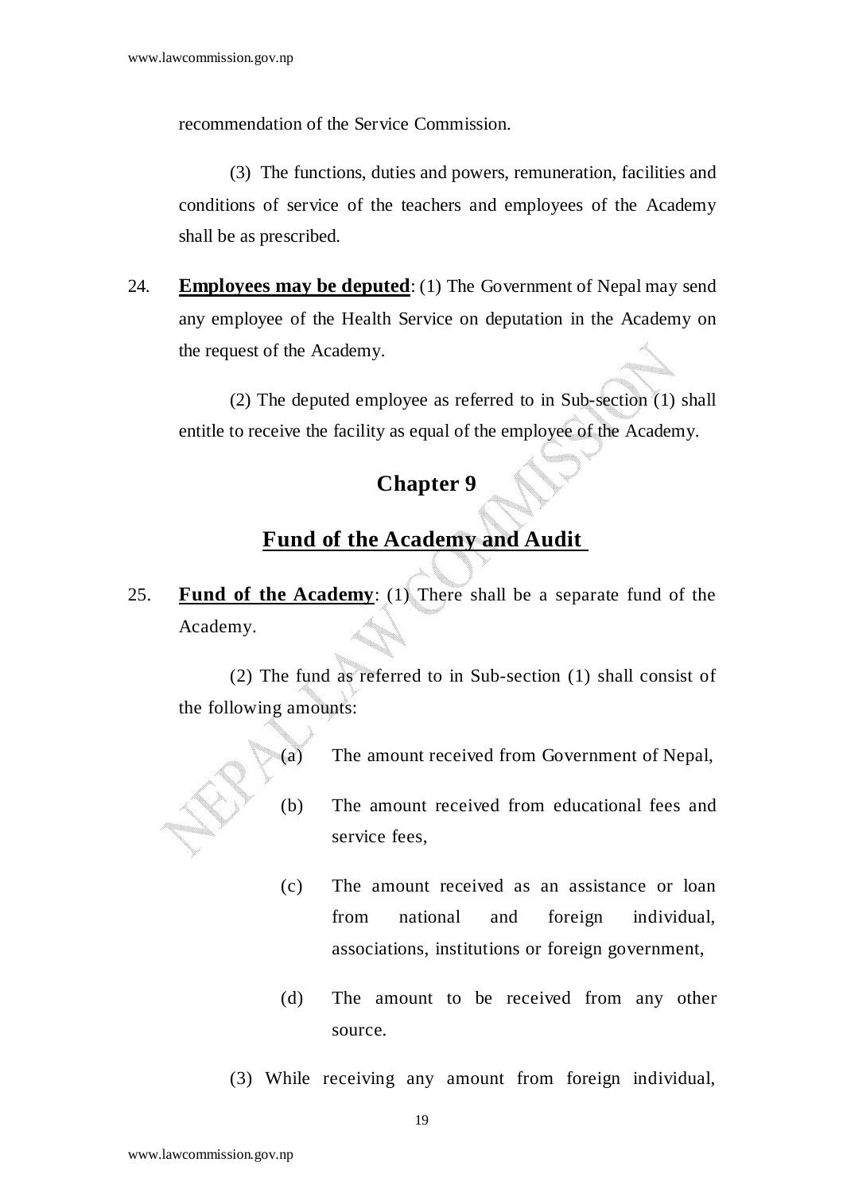recommendation of the Service Commission.

(3) The functions, duties and powers, remuneration, facilities and conditions of service of the teachers and employees of the Academy shall be as prescribed.

24. **Employees may be deputed**: (1) The Government of Nepal may send any employee of the Health Service on deputation in the Academy on the request of the Academy.

(2) The deputed employee as referred to in Sub-section (1) shall entitle to receive the facility as equal of the employee of the Academy.

## Chapter 9

## Fund of the Academy and Audit

25. **Fund of the Academy**: (1) There shall be a separate fund of the Academy.

(2) The fund as referred to in Sub-section (1) shall consist of the following amounts:

(a) The amount received from Government of Nepal,

(b) The amount received from educational fees and service fees,

(c) The amount received as an assistance or loan from national and foreign individual, associations, institutions or foreign government,

(d) The amount to be received from any other source.

(3) While receiving any amount from foreign individual,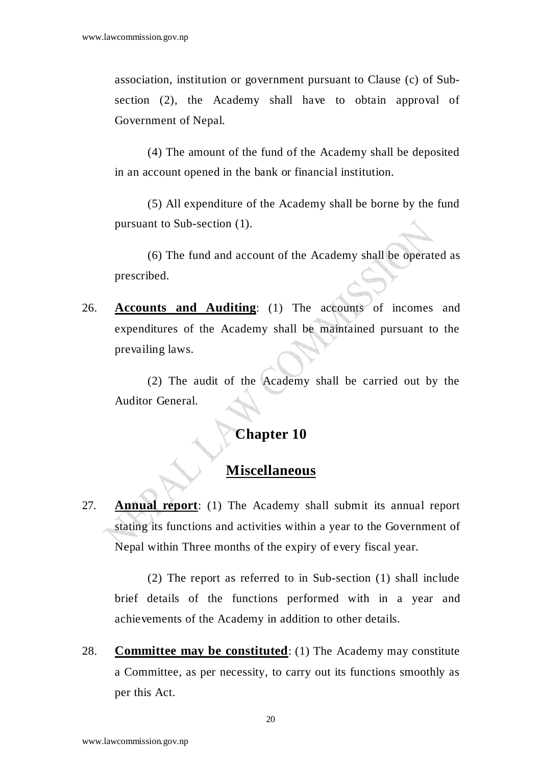association, institution or government pursuant to Clause (c) of Sub-section (2), the Academy shall have to obtain approval of Government of Nepal.

(4) The amount of the fund of the Academy shall be deposited in an account opened in the bank or financial institution.

(5) All expenditure of the Academy shall be borne by the fund pursuant to Sub-section (1).

(6) The fund and account of the Academy shall be operated as prescribed.

26. **Accounts and Auditing**: (1) The accounts of incomes and expenditures of the Academy shall be maintained pursuant to the prevailing laws.

(2) The audit of the Academy shall be carried out by the Auditor General.

## Chapter 10

## Miscellaneous

27. **Annual report**: (1) The Academy shall submit its annual report stating its functions and activities within a year to the Government of Nepal within Three months of the expiry of every fiscal year.

(2) The report as referred to in Sub-section (1) shall include brief details of the functions performed with in a year and achievements of the Academy in addition to other details.

28. **Committee may be constituted**: (1) The Academy may constitute a Committee, as per necessity, to carry out its functions smoothly as per this Act.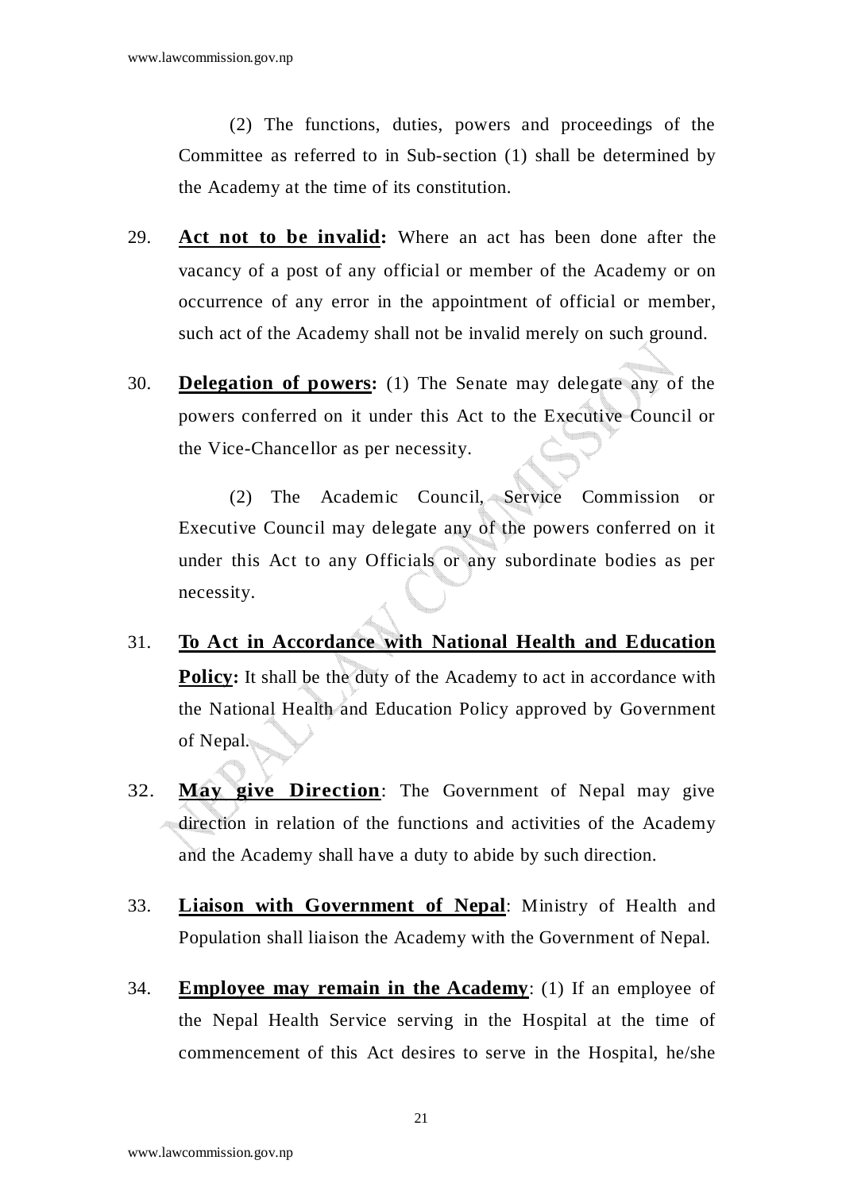(2) The functions, duties, powers and proceedings of the Committee as referred to in Sub-section (1) shall be determined by the Academy at the time of its constitution.

29. **Act not to be invalid:** Where an act has been done after the vacancy of a post of any official or member of the Academy or on occurrence of any error in the appointment of official or member, such act of the Academy shall not be invalid merely on such ground.

30. **Delegation of powers:** (1) The Senate may delegate any of the powers conferred on it under this Act to the Executive Council or the Vice-Chancellor as per necessity.

(2) The Academic Council, Service Commission or Executive Council may delegate any of the powers conferred on it under this Act to any Officials or any subordinate bodies as per necessity.

31. **To Act in Accordance with National Health and Education Policy:** It shall be the duty of the Academy to act in accordance with the National Health and Education Policy approved by Government of Nepal.

32. **May give Direction**: The Government of Nepal may give direction in relation of the functions and activities of the Academy and the Academy shall have a duty to abide by such direction.

33. **Liaison with Government of Nepal**: Ministry of Health and Population shall liaison the Academy with the Government of Nepal.

34. **Employee may remain in the Academy**: (1) If an employee of the Nepal Health Service serving in the Hospital at the time of commencement of this Act desires to serve in the Hospital, he/she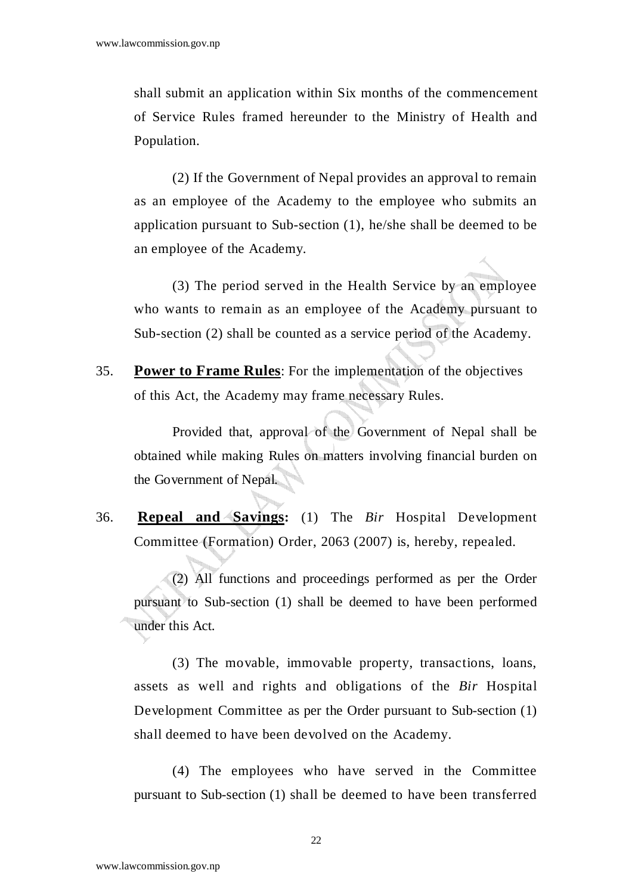shall submit an application within Six months of the commencement of Service Rules framed hereunder to the Ministry of Health and Population.

(2) If the Government of Nepal provides an approval to remain as an employee of the Academy to the employee who submits an application pursuant to Sub-section (1), he/she shall be deemed to be an employee of the Academy.

(3) The period served in the Health Service by an employee who wants to remain as an employee of the Academy pursuant to Sub-section (2) shall be counted as a service period of the Academy.

35. **Power to Frame Rules**: For the implementation of the objectives of this Act, the Academy may frame necessary Rules.

Provided that, approval of the Government of Nepal shall be obtained while making Rules on matters involving financial burden on the Government of Nepal.

36. **Repeal and Savings:** (1) The *Bir* Hospital Development Committee (Formation) Order, 2063 (2007) is, hereby, repealed.

(2) All functions and proceedings performed as per the Order pursuant to Sub-section (1) shall be deemed to have been performed under this Act.

(3) The movable, immovable property, transactions, loans, assets as well and rights and obligations of the *Bir* Hospital Development Committee as per the Order pursuant to Sub-section (1) shall deemed to have been devolved on the Academy.

(4) The employees who have served in the Committee pursuant to Sub-section (1) shall be deemed to have been transferred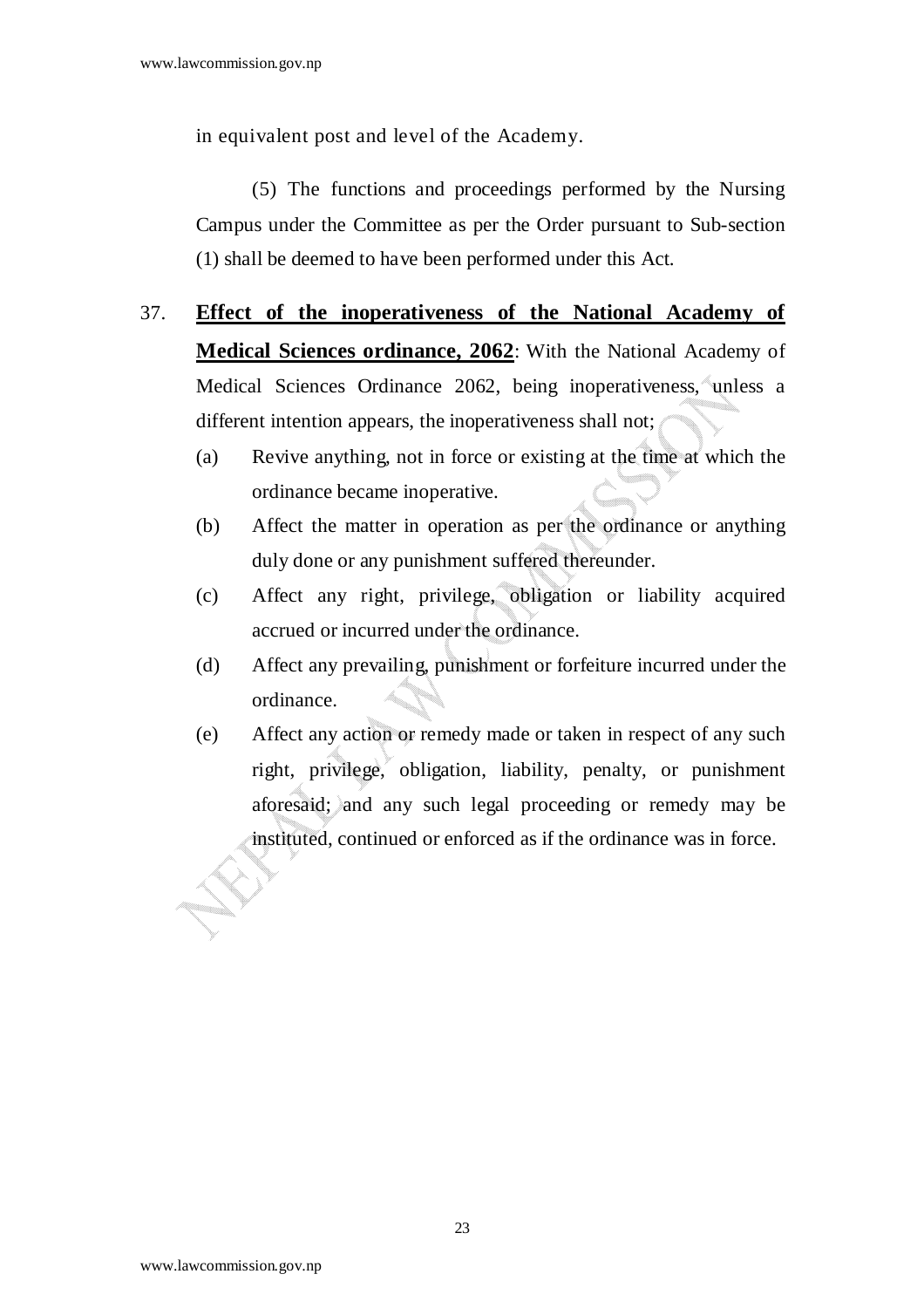in equivalent post and level of the Academy.

(5) The functions and proceedings performed by the Nursing Campus under the Committee as per the Order pursuant to Sub-section (1) shall be deemed to have been performed under this Act.

37. **Effect of the inoperativeness of the National Academy of Medical Sciences ordinance, 2062**: With the National Academy of Medical Sciences Ordinance 2062, being inoperativeness, unless a different intention appears, the inoperativeness shall not;

(a) Revive anything, not in force or existing at the time at which the ordinance became inoperative.

(b) Affect the matter in operation as per the ordinance or anything duly done or any punishment suffered thereunder.

(c) Affect any right, privilege, obligation or liability acquired accrued or incurred under the ordinance.

(d) Affect any prevailing, punishment or forfeiture incurred under the ordinance.

(e) Affect any action or remedy made or taken in respect of any such right, privilege, obligation, liability, penalty, or punishment aforesaid; and any such legal proceeding or remedy may be instituted, continued or enforced as if the ordinance was in force.